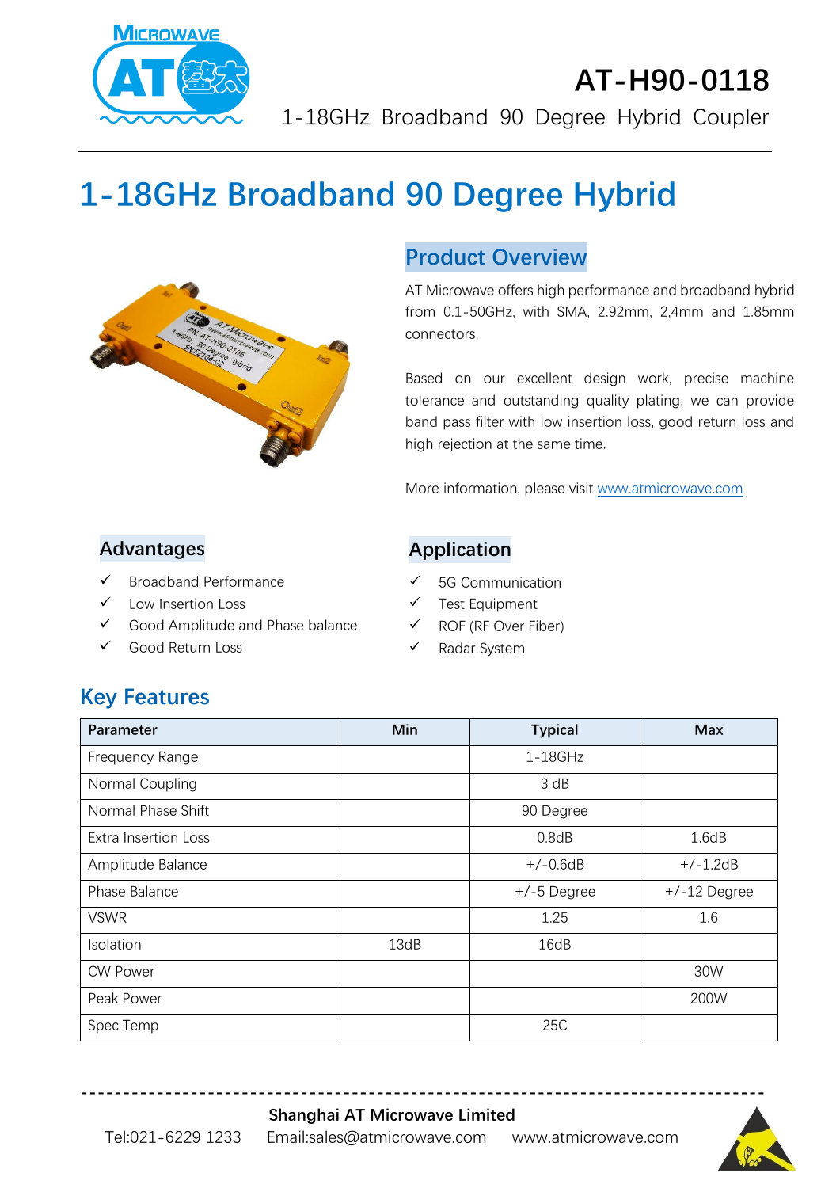# AT-H90-0118

1-18GHz Broadband 90 Degree Hybrid Coupler

# 1-18GHz Broadband 90 Degree Hybrid

## Product Overview

AT Microwave offers high performance and broadband hybrid from 0.1-50GHz, with SMA, 2.92mm, 2,4mm and 1.85mm connectors.

Based on our excellent design work, precise machine tolerance and outstanding quality plating, we can provide band pass filter with low insertion loss, good return loss and high rejection at the same time.

More information, please visit [www.atmicrowave.com](http://www.atmicrowave.com)

## Advantages

- ✓ Broadband Performance
- ✓ Low Insertion Loss
- ✓ Good Amplitude and Phase balance
- ✓ Good Return Loss

## Application

- ✓ 5G Communication
- ✓ Test Equipment
- ✓ ROF (RF Over Fiber)
- ✓ Radar System

## Key Features

| Parameter | Min | Typical | Max |
|---|---|---|---|
| Frequency Range | | 1-18GHz | |
| Normal Coupling | | 3 dB | |
| Normal Phase Shift | | 90 Degree | |
| Extra Insertion Loss | | 0.8dB | 1.6dB |
| Amplitude Balance | | +/-0.6dB | +/-1.2dB |
| Phase Balance | | +/-5 Degree | +/-12 Degree |
| VSWR | | 1.25 | 1.6 |
| Isolation | 13dB | 16dB | |
| CW Power | | | 30W |
| Peak Power | | | 200W |
| Spec Temp | | 25C | |

**Shanghai AT Microwave Limited**

Tel:021-6229 1233 Email:sales@atmicrowave.com www.atmicrowave.com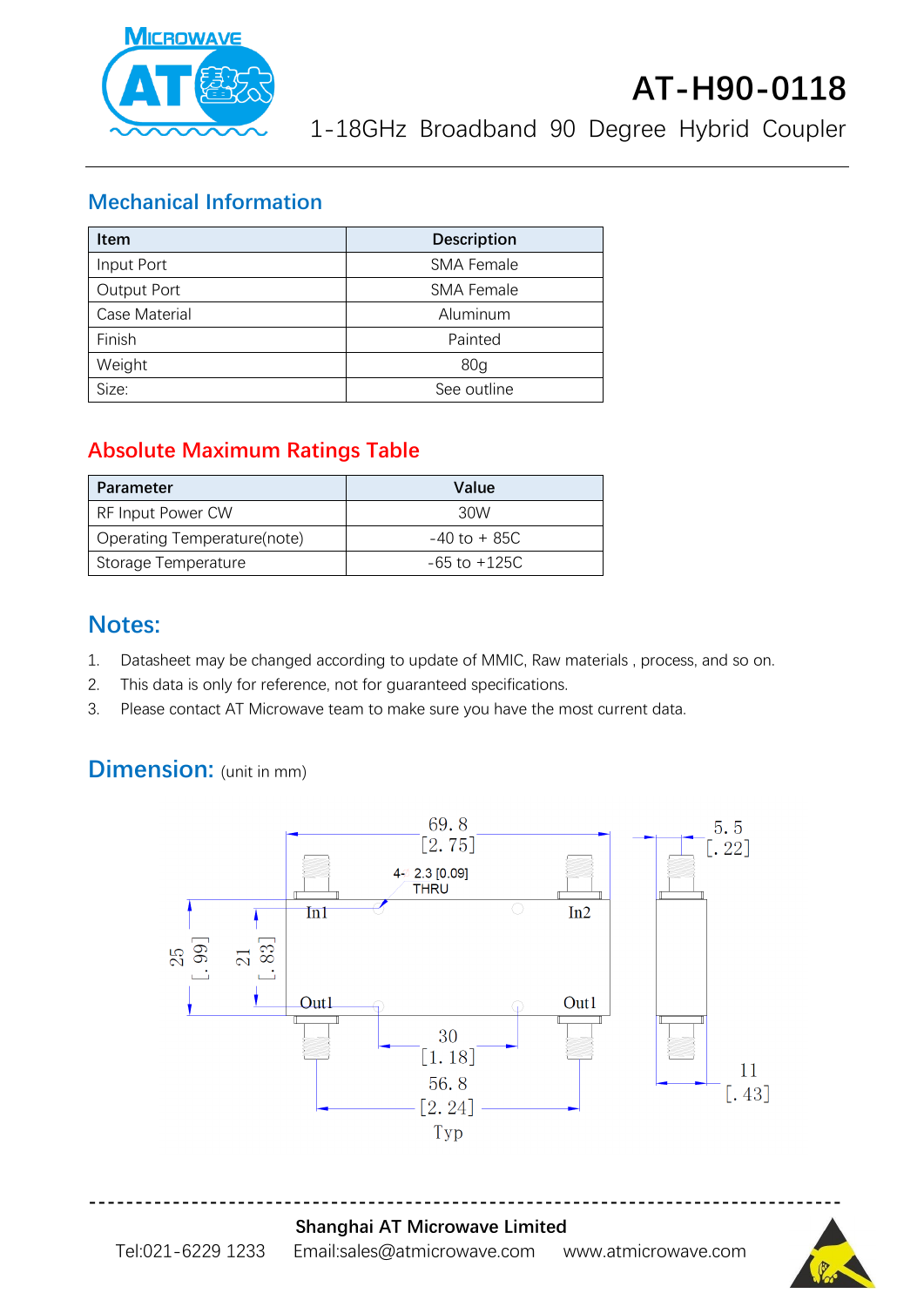# AT-H90-0118

1-18GHz Broadband 90 Degree Hybrid Coupler

## Mechanical Information

| Item | Description |
|---|---|
| Input Port | SMA Female |
| Output Port | SMA Female |
| Case Material | Aluminum |
| Finish | Painted |
| Weight | 80g |
| Size: | See outline |

## Absolute Maximum Ratings Table

| Parameter | Value |
|---|---|
| RF Input Power CW | 30W |
| Operating Temperature(note) | -40 to + 85C |
| Storage Temperature | -65 to +125C |

## Notes:

1. Datasheet may be changed according to update of MMIC, Raw materials , process, and so on.
2. This data is only for reference, not for guaranteed specifications.
3. Please contact AT Microwave team to make sure you have the most current data.

## Dimension: (unit in mm)

69.8 [2.75]
4- 2.3 [0.09] THRU
5.5 [.22]
In1
In2
25 [.99]
21 [.83]
Out1
Out1
30 [1.18]
56.8 [2.24] Typ
11 [.43]

---

**Shanghai AT Microwave Limited**

Tel:021-6229 1233 Email:sales@atmicrowave.com www.atmicrowave.com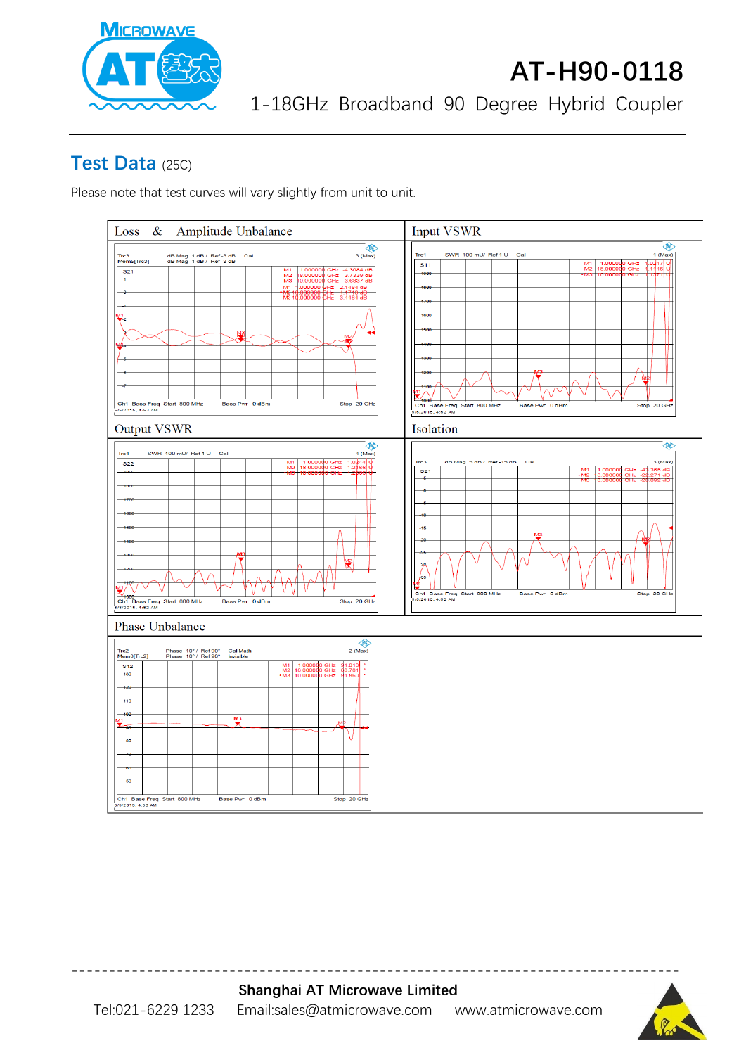# AT-H90-0118

1-18GHz Broadband 90 Degree Hybrid Coupler

## Test Data (25C)

Please note that test curves will vary slightly from unit to unit.

### Loss & Amplitude Unbalance

Trc3 Mem5[Trc3] dB Mag 1 dB / Ref -3 dB dB Mag 1 dB / Ref -3 dB Cal

3 (Max)

S21

M1 1.000000 GHz -4.3084 dB
M2 18.000000 GHz -3.7339 dB
M3 10.000000 GHz -3.9837 dB
M1 1.000000 GHz -2.1384 dB
M2 18.000000 GHz -4.1710 dB
M3 10.000000 GHz -3.4484 dB

Ch1 Base Freq Start 800 MHz Base Pwr 0 dBm Stop 20 GHz

### Input VSWR

Trc1 SWR 100 mU/ Ref 1 U Cal

1 (Max)

S11

M1 1.000000 GHz 1.0217 U
M2 18.000000 GHz 1.1145 U
M3 10.000000 GHz 1.0711 U

Ch1 Base Freq Start 800 MHz Base Pwr 0 dBm Stop 20 GHz

### Output VSWR

Trc4 SWR 100 mU/ Ref 1 U Cal

4 (Max)

S22

M1 1.000000 GHz 1.0244 U
M2 18.000000 GHz 1.2166 U
M3 10.000000 GHz 1.2595 U

Ch1 Base Freq Start 800 MHz Base Pwr 0 dBm Stop 20 GHz

### Isolation

Trc3 dB Mag 5 dB / Ref -15 dB Cal

3 (Max)

S21

M1 1.000000 GHz -43.368 dB
M2 18.000000 GHz -22.271 dB
M3 10.000000 GHz -23.092 dB

Ch1 Base Freq Start 800 MHz Base Pwr 0 dBm Stop 20 GHz

### Phase Unbalance

Trc2 Mem6[Trc2] Phase 10° / Ref 90° Phase 10° / Ref 90° Cal Math Invisible

2 (Max)

S12

M1 1.000000 GHz 91.018 °
M2 18.000000 GHz 88.781 °
M3 10.000000 GHz 91.660 °

Ch1 Base Freq Start 800 MHz Base Pwr 0 dBm Stop 20 GHz

---

**Shanghai AT Microwave Limited**

Tel:021-6229 1233 Email:sales@atmicrowave.com www.atmicrowave.com